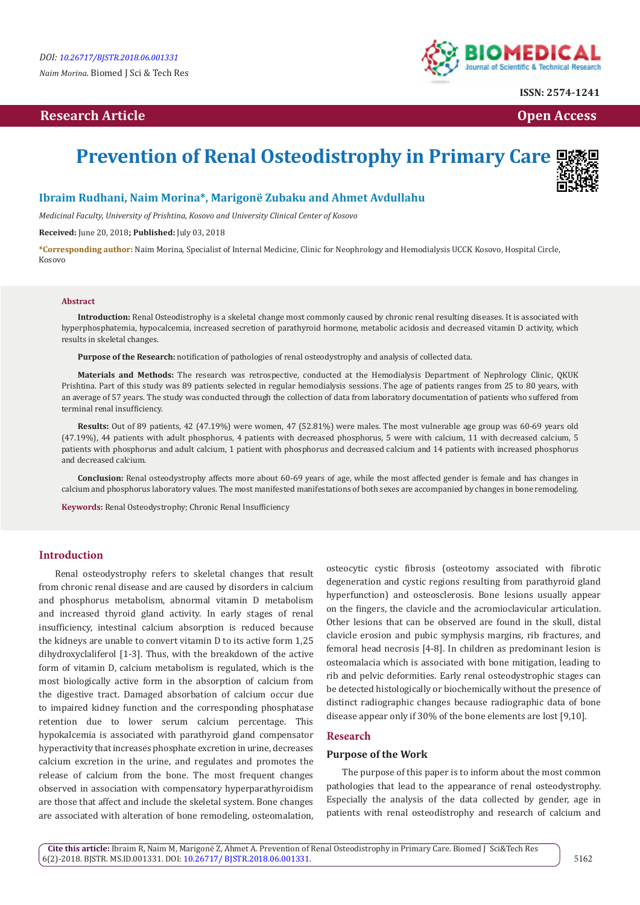DOI: 10.26717/BJSTR.2018.06.001331

*Naim Morina.* Biomed J Sci & Tech Res

ISSN: 2574-1241

**Research Article** **Open Access**

# Prevention of Renal Osteodistrophy in Primary Care

**Ibraim Rudhani, Naim Morina\*, Marigonë Zubaku and Ahmet Avdullahu**

*Medicinal Faculty, University of Prishtina, Kosovo and University Clinical Center of Kosovo*

**Received:** June 20, 2018; **Published:** July 03, 2018

**\*Corresponding author:** Naim Morina, Specialist of Internal Medicine, Clinic for Neophrology and Hemodialysis UCCK Kosovo, Hospital Circle, Kosovo

## Abstract

**Introduction:** Renal Osteodistrophy is a skeletal change most commonly caused by chronic renal resulting diseases. It is associated with hyperphosphatemia, hypocalcemia, increased secretion of parathyroid hormone, metabolic acidosis and decreased vitamin D activity, which results in skeletal changes.

**Purpose of the Research:** notification of pathologies of renal osteodystrophy and analysis of collected data.

**Materials and Methods:** The research was retrospective, conducted at the Hemodialysis Department of Nephrology Clinic, QKUK Prishtina. Part of this study was 89 patients selected in regular hemodialysis sessions. The age of patients ranges from 25 to 80 years, with an average of 57 years. The study was conducted through the collection of data from laboratory documentation of patients who suffered from terminal renal insufficiency.

**Results:** Out of 89 patients, 42 (47.19%) were women, 47 (52.81%) were males. The most vulnerable age group was 60-69 years old (47.19%), 44 patients with adult phosphorus, 4 patients with decreased phosphorus, 5 were with calcium, 11 with decreased calcium, 5 patients with phosphorus and adult calcium, 1 patient with phosphorus and decreased calcium and 14 patients with increased phosphorus and decreased calcium.

**Conclusion:** Renal osteodystrophy affects more about 60-69 years of age, while the most affected gender is female and has changes in calcium and phosphorus laboratory values. The most manifested manifestations of both sexes are accompanied by changes in bone remodeling.

**Keywords:** Renal Osteodystrophy; Chronic Renal Insufficiency

## Introduction

Renal osteodystrophy refers to skeletal changes that result from chronic renal disease and are caused by disorders in calcium and phosphorus metabolism, abnormal vitamin D metabolism and increased thyroid gland activity. In early stages of renal insufficiency, intestinal calcium absorption is reduced because the kidneys are unable to convert vitamin D to its active form 1,25 dihydroxycaliferol [1-3]. Thus, with the breakdown of the active form of vitamin D, calcium metabolism is regulated, which is the most biologically active form in the absorption of calcium from the digestive tract. Damaged absorption of calcium occur due to impaired kidney function and the corresponding phosphatase retention due to lower serum calcium percentage. This hypokalcemia is associated with parathyroid gland compensator hyperactivity that increases phosphate excretion in urine, decreases calcium excretion in the urine, and regulates and promotes the release of calcium from the bone. The most frequent changes observed in association with compensatory hyperparathyroidism are those that affect and include the skeletal system. Bone changes are associated with alteration of bone remodeling, osteomalation, osteocytic cystic fibrosis (osteotomy associated with fibrotic degeneration and cystic regions resulting from parathyroid gland hyperfunction) and osteosclerosis. Bone lesions usually appear on the fingers, the clavicle and the acromioclavicular articulation. Other lesions that can be observed are found in the skull, distal clavicle erosion and pubic symphysis margins, rib fractures, and femoral head necrosis [4-8]. In children as predominant lesion is osteomalacia which is associated with bone mitigation, leading to rib and pelvic deformities. Early renal osteodystrophic stages can be detected histologically or biochemically without the presence of distinct radiographic changes because radiographic data of bone disease appear only if 30% of the bone elements are lost [9,10].

## Research

### Purpose of the Work

The purpose of this paper is to inform about the most common pathologies that lead to the appearance of renal osteodystrophy. Especially the analysis of the data collected by gender, age in patients with renal osteodistrophy and research of calcium and

**Cite this article:** Ibraim R, Naim M, Marigonë Z, Ahmet A. Prevention of Renal Osteodistrophy in Primary Care. Biomed J Sci&Tech Res 6(2)-2018. BJSTR. MS.ID.001331. DOI: 10.26717/ BJSTR.2018.06.001331.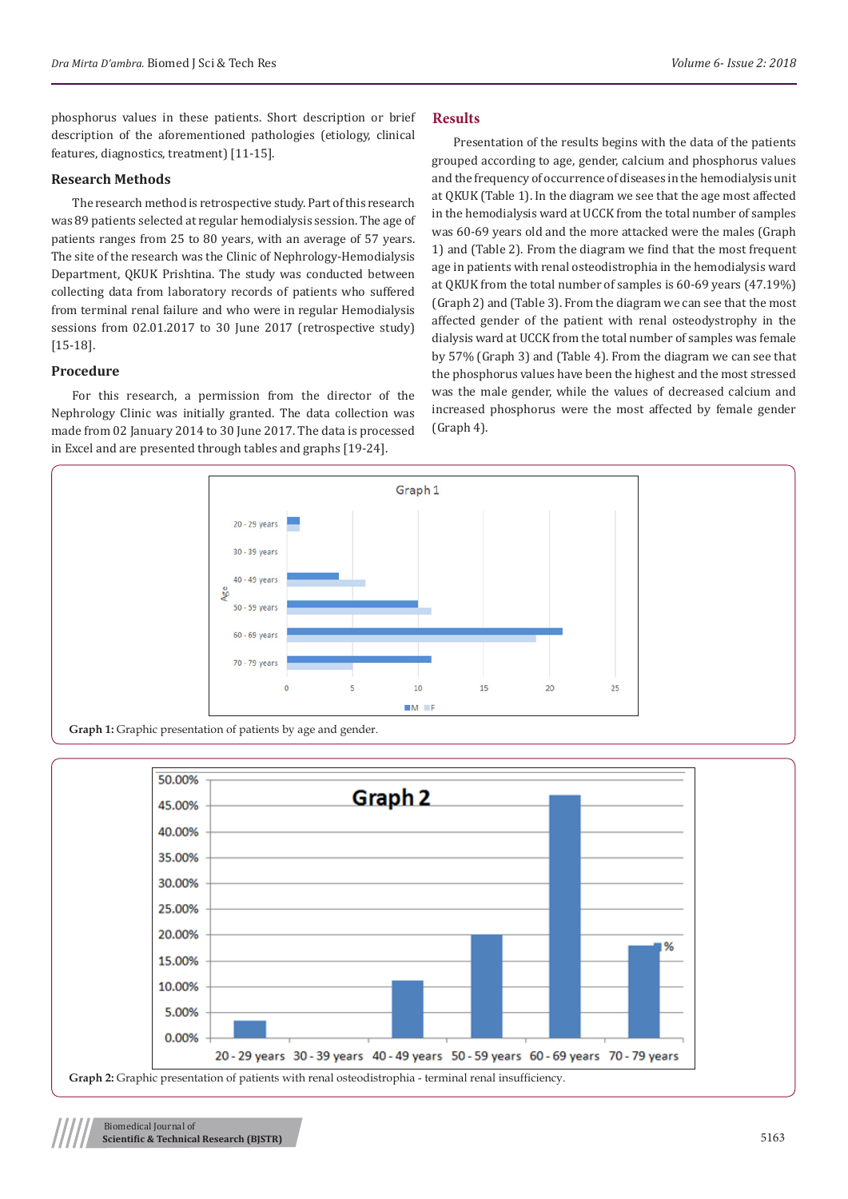phosphorus values in these patients. Short description or brief description of the aforementioned pathologies (etiology, clinical features, diagnostics, treatment) [11-15].

## Research Methods

The research method is retrospective study. Part of this research was 89 patients selected at regular hemodialysis session. The age of patients ranges from 25 to 80 years, with an average of 57 years. The site of the research was the Clinic of Nephrology-Hemodialysis Department, QKUK Prishtina. The study was conducted between collecting data from laboratory records of patients who suffered from terminal renal failure and who were in regular Hemodialysis sessions from 02.01.2017 to 30 June 2017 (retrospective study) [15-18].

## Procedure

For this research, a permission from the director of the Nephrology Clinic was initially granted. The data collection was made from 02 January 2014 to 30 June 2017. The data is processed in Excel and are presented through tables and graphs [19-24].

## Results

Presentation of the results begins with the data of the patients grouped according to age, gender, calcium and phosphorus values and the frequency of occurrence of diseases in the hemodialysis unit at QKUK (Table 1). In the diagram we see that the age most affected in the hemodialysis ward at UCCK from the total number of samples was 60-69 years old and the more attacked were the males (Graph 1) and (Table 2). From the diagram we find that the most frequent age in patients with renal osteodistrophia in the hemodialysis ward at QKUK from the total number of samples is 60-69 years (47.19%) (Graph 2) and (Table 3). From the diagram we can see that the most affected gender of the patient with renal osteodystrophy in the dialysis ward at UCCK from the total number of samples was female by 57% (Graph 3) and (Table 4). From the diagram we can see that the phosphorus values have been the highest and the most stressed was the male gender, while the values of decreased calcium and increased phosphorus were the most affected by female gender (Graph 4).

**Graph 1:** Graphic presentation of patients by age and gender.

**Graph 2:** Graphic presentation of patients with renal osteodistrophia - terminal renal insufficiency.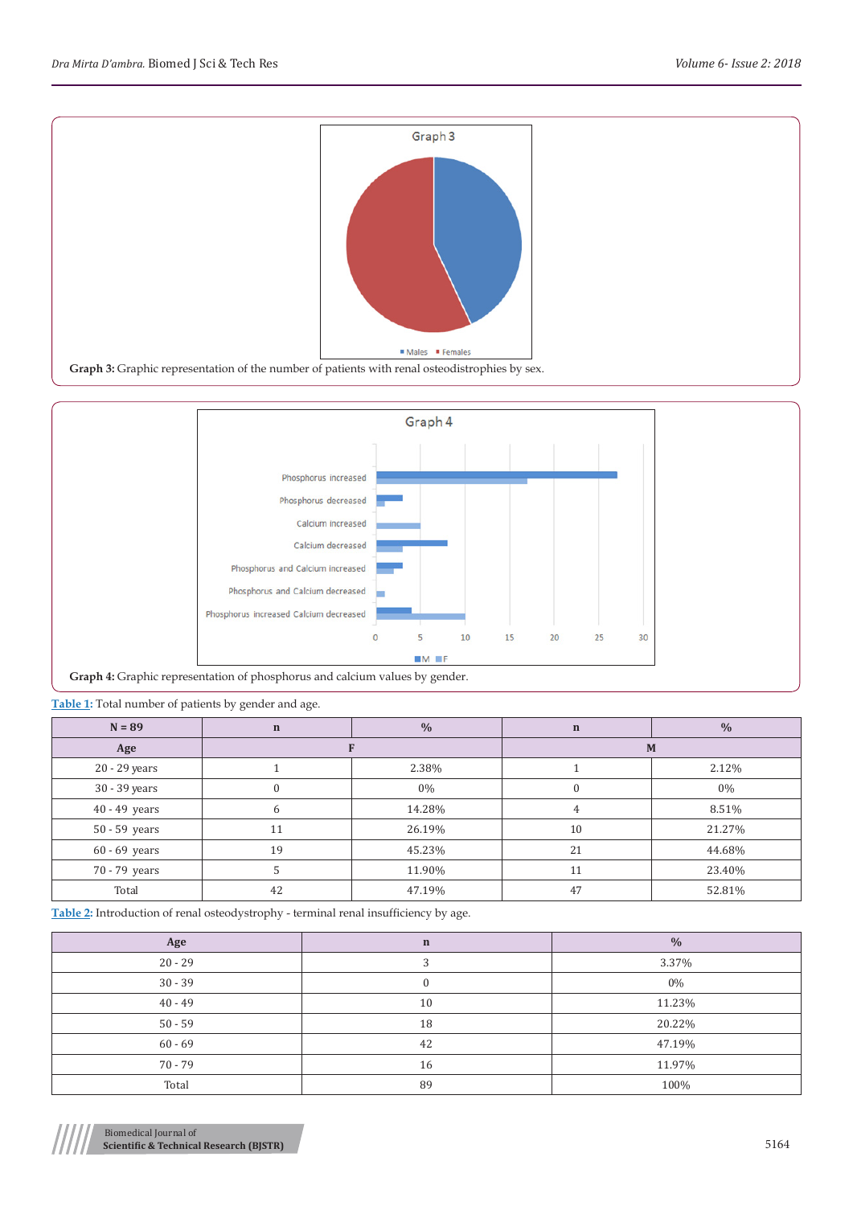Graph 3: Graphic representation of the number of patients with renal osteodistrophies by sex.

Graph 4: Graphic representation of phosphorus and calcium values by gender.

Table 1: Total number of patients by gender and age.

| N = 89 | n | % | n | % |
|---|---|---|---|---|
| Age | F | | M | |
| 20 - 29 years | 1 | 2.38% | 1 | 2.12% |
| 30 - 39 years | 0 | 0% | 0 | 0% |
| 40 - 49 years | 6 | 14.28% | 4 | 8.51% |
| 50 - 59 years | 11 | 26.19% | 10 | 21.27% |
| 60 - 69 years | 19 | 45.23% | 21 | 44.68% |
| 70 - 79 years | 5 | 11.90% | 11 | 23.40% |
| Total | 42 | 47.19% | 47 | 52.81% |

Table 2: Introduction of renal osteodystrophy - terminal renal insufficiency by age.

| Age | n | % |
|---|---|---|
| 20 - 29 | 3 | 3.37% |
| 30 - 39 | 0 | 0% |
| 40 - 49 | 10 | 11.23% |
| 50 - 59 | 18 | 20.22% |
| 60 - 69 | 42 | 47.19% |
| 70 - 79 | 16 | 11.97% |
| Total | 89 | 100% |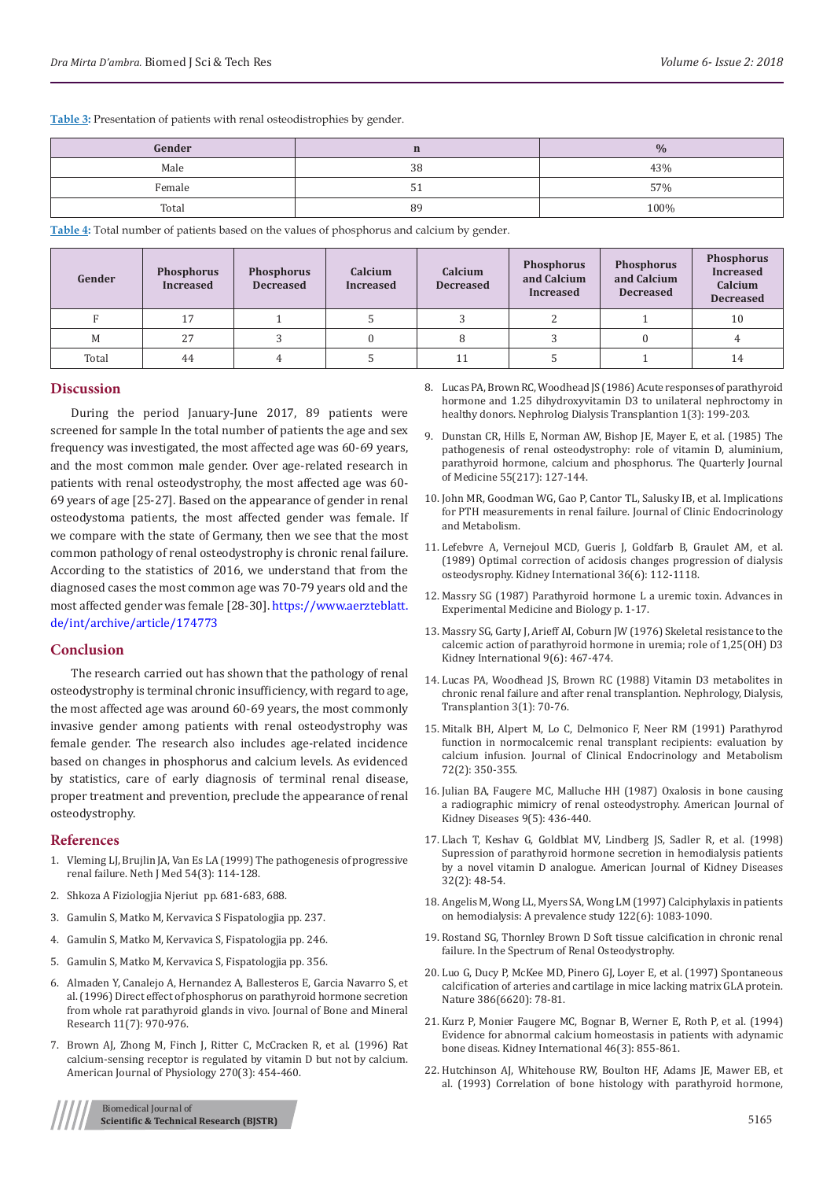**Table 3:** Presentation of patients with renal osteodistrophies by gender.

| Gender | n | % |
|---|---|---|
| Male | 38 | 43% |
| Female | 51 | 57% |
| Total | 89 | 100% |

**Table 4:** Total number of patients based on the values of phosphorus and calcium by gender.

| Gender | Phosphorus Increased | Phosphorus Decreased | Calcium Increased | Calcium Decreased | Phosphorus and Calcium Increased | Phosphorus and Calcium Decreased | Phosphorus Increased Calcium Decreased |
|---|---|---|---|---|---|---|---|
| F | 17 | 1 | 5 | 3 | 2 | 1 | 10 |
| M | 27 | 3 | 0 | 8 | 3 | 0 | 4 |
| Total | 44 | 4 | 5 | 11 | 5 | 1 | 14 |

## Discussion

During the period January-June 2017, 89 patients were screened for sample In the total number of patients the age and sex frequency was investigated, the most affected age was 60-69 years, and the most common male gender. Over age-related research in patients with renal osteodystrophy, the most affected age was 60-69 years of age [25-27]. Based on the appearance of gender in renal osteodystoma patients, the most affected gender was female. If we compare with the state of Germany, then we see that the most common pathology of renal osteodystrophy is chronic renal failure. According to the statistics of 2016, we understand that from the diagnosed cases the most common age was 70-79 years old and the most affected gender was female [28-30]. https://www.aerzteblatt.de/int/archive/article/174773

## Conclusion

The research carried out has shown that the pathology of renal osteodystrophy is terminal chronic insufficiency, with regard to age, the most affected age was around 60-69 years, the most commonly invasive gender among patients with renal osteodystrophy was female gender. The research also includes age-related incidence based on changes in phosphorus and calcium levels. As evidenced by statistics, care of early diagnosis of terminal renal disease, proper treatment and prevention, preclude the appearance of renal osteodystrophy.

## References

1. Vleming LJ, Brujlin JA, Van Es LA (1999) The pathogenesis of progressive renal failure. Neth J Med 54(3): 114-128.
2. Shkoza A Fiziologjia Njeriut pp. 681-683, 688.
3. Gamulin S, Matko M, Kervavica S Fispatologjia pp. 237.
4. Gamulin S, Matko M, Kervavica S, Fispatologjia pp. 246.
5. Gamulin S, Matko M, Kervavica S, Fispatologjia pp. 356.
6. Almaden Y, Canalejo A, Hernandez A, Ballesteros E, Garcia Navarro S, et al. (1996) Direct effect of phosphorus on parathyroid hormone secretion from whole rat parathyroid glands in vivo. Journal of Bone and Mineral Research 11(7): 970-976.
7. Brown AJ, Zhong M, Finch J, Ritter C, McCracken R, et al. (1996) Rat calcium-sensing receptor is regulated by vitamin D but not by calcium. American Journal of Physiology 270(3): 454-460.
8. Lucas PA, Brown RC, Woodhead JS (1986) Acute responses of parathyroid hormone and 1.25 dihydroxyvitamin D3 to unilateral nephroctomy in healthy donors. Nephrolog Dialysis Transplantion 1(3): 199-203.
9. Dunstan CR, Hills E, Norman AW, Bishop JE, Mayer E, et al. (1985) The pathogenesis of renal osteodystrophy: role of vitamin D, aluminium, parathyroid hormone, calcium and phosphorus. The Quarterly Journal of Medicine 55(217): 127-144.
10. John MR, Goodman WG, Gao P, Cantor TL, Salusky IB, et al. Implications for PTH measurements in renal failure. Journal of Clinic Endocrinology and Metabolism.
11. Lefebvre A, Vernejoul MCD, Gueris J, Goldfarb B, Graulet AM, et al. (1989) Optimal correction of acidosis changes progression of dialysis osteodysrophy. Kidney International 36(6): 112-1118.
12. Massry SG (1987) Parathyroid hormone L a uremic toxin. Advances in Experimental Medicine and Biology p. 1-17.
13. Massry SG, Garty J, Arieff AI, Coburn JW (1976) Skeletal resistance to the calcemic action of parathyroid hormone in uremia; role of 1,25(OH) D3 Kidney International 9(6): 467-474.
14. Lucas PA, Woodhead JS, Brown RC (1988) Vitamin D3 metabolites in chronic renal failure and after renal transplantion. Nephrology, Dialysis, Transplantion 3(1): 70-76.
15. Mitalk BH, Alpert M, Lo C, Delmonico F, Neer RM (1991) Parathyrod function in normocalcemic renal transplant recipients: evaluation by calcium infusion. Journal of Clinical Endocrinology and Metabolism 72(2): 350-355.
16. Julian BA, Faugere MC, Malluche HH (1987) Oxalosis in bone causing a radiographic mimicry of renal osteodystrophy. American Journal of Kidney Diseases 9(5): 436-440.
17. Llach T, Keshav G, Goldblat MV, Lindberg JS, Sadler R, et al. (1998) Supression of parathyroid hormone secretion in hemodialysis patients by a novel vitamin D analogue. American Journal of Kidney Diseases 32(2): 48-54.
18. Angelis M, Wong LL, Myers SA, Wong LM (1997) Calciphylaxis in patients on hemodialysis: A prevalence study 122(6): 1083-1090.
19. Rostand SG, Thornley Brown D Soft tissue calcification in chronic renal failure. In the Spectrum of Renal Osteodystrophy.
20. Luo G, Ducy P, McKee MD, Pinero GJ, Loyer E, et al. (1997) Spontaneous calcification of arteries and cartilage in mice lacking matrix GLA protein. Nature 386(6620): 78-81.
21. Kurz P, Monier Faugere MC, Bognar B, Werner E, Roth P, et al. (1994) Evidence for abnormal calcium homeostasis in patients with adynamic bone diseas. Kidney International 46(3): 855-861.
22. Hutchinson AJ, Whitehouse RW, Boulton HF, Adams JE, Mawer EB, et al. (1993) Correlation of bone histology with parathyroid hormone,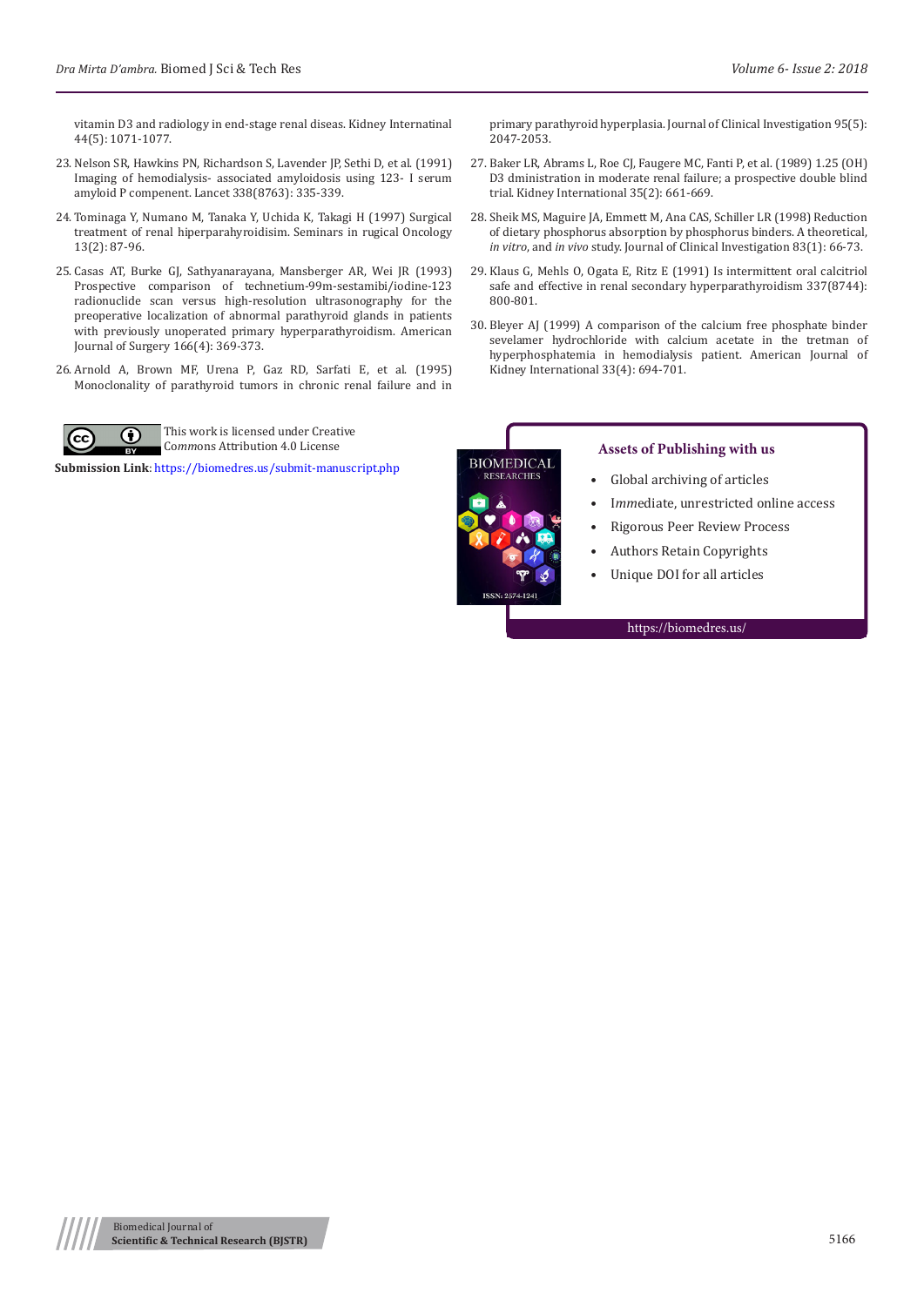vitamin D3 and radiology in end-stage renal diseas. Kidney Internatinal 44(5): 1071-1077.

23. Nelson SR, Hawkins PN, Richardson S, Lavender JP, Sethi D, et al. (1991) Imaging of hemodialysis- associated amyloidosis using 123- I serum amyloid P compenent. Lancet 338(8763): 335-339.
24. Tominaga Y, Numano M, Tanaka Y, Uchida K, Takagi H (1997) Surgical treatment of renal hiperparahyroidisim. Seminars in rugical Oncology 13(2): 87-96.
25. Casas AT, Burke GJ, Sathyanarayana, Mansberger AR, Wei JR (1993) Prospective comparison of technetium-99m-sestamibi/iodine-123 radionuclide scan versus high-resolution ultrasonography for the preoperative localization of abnormal parathyroid glands in patients with previously unoperated primary hyperparathyroidism. American Journal of Surgery 166(4): 369-373.
26. Arnold A, Brown MF, Urena P, Gaz RD, Sarfati E, et al. (1995) Monoclonality of parathyroid tumors in chronic renal failure and in primary parathyroid hyperplasia. Journal of Clinical Investigation 95(5): 2047-2053.
27. Baker LR, Abrams L, Roe CJ, Faugere MC, Fanti P, et al. (1989) 1.25 (OH) D3 dministration in moderate renal failure; a prospective double blind trial. Kidney International 35(2): 661-669.
28. Sheik MS, Maguire JA, Emmett M, Ana CAS, Schiller LR (1998) Reduction of dietary phosphorus absorption by phosphorus binders. A theoretical, *in vitro*, and *in vivo* study. Journal of Clinical Investigation 83(1): 66-73.
29. Klaus G, Mehls O, Ogata E, Ritz E (1991) Is intermittent oral calcitriol safe and effective in renal secondary hyperparathyroidism 337(8744): 800-801.
30. Bleyer AJ (1999) A comparison of the calcium free phosphate binder sevelamer hydrochloride with calcium acetate in the tretman of hyperphosphatemia in hemodialysis patient. American Journal of Kidney International 33(4): 694-701.

This work is licensed under Creative Commons Attribution 4.0 License

**Submission Link**: https://biomedres.us/submit-manuscript.php

### Assets of Publishing with us

- Global archiving of articles
- Immediate, unrestricted online access
- Rigorous Peer Review Process
- Authors Retain Copyrights
- Unique DOI for all articles

https://biomedres.us/